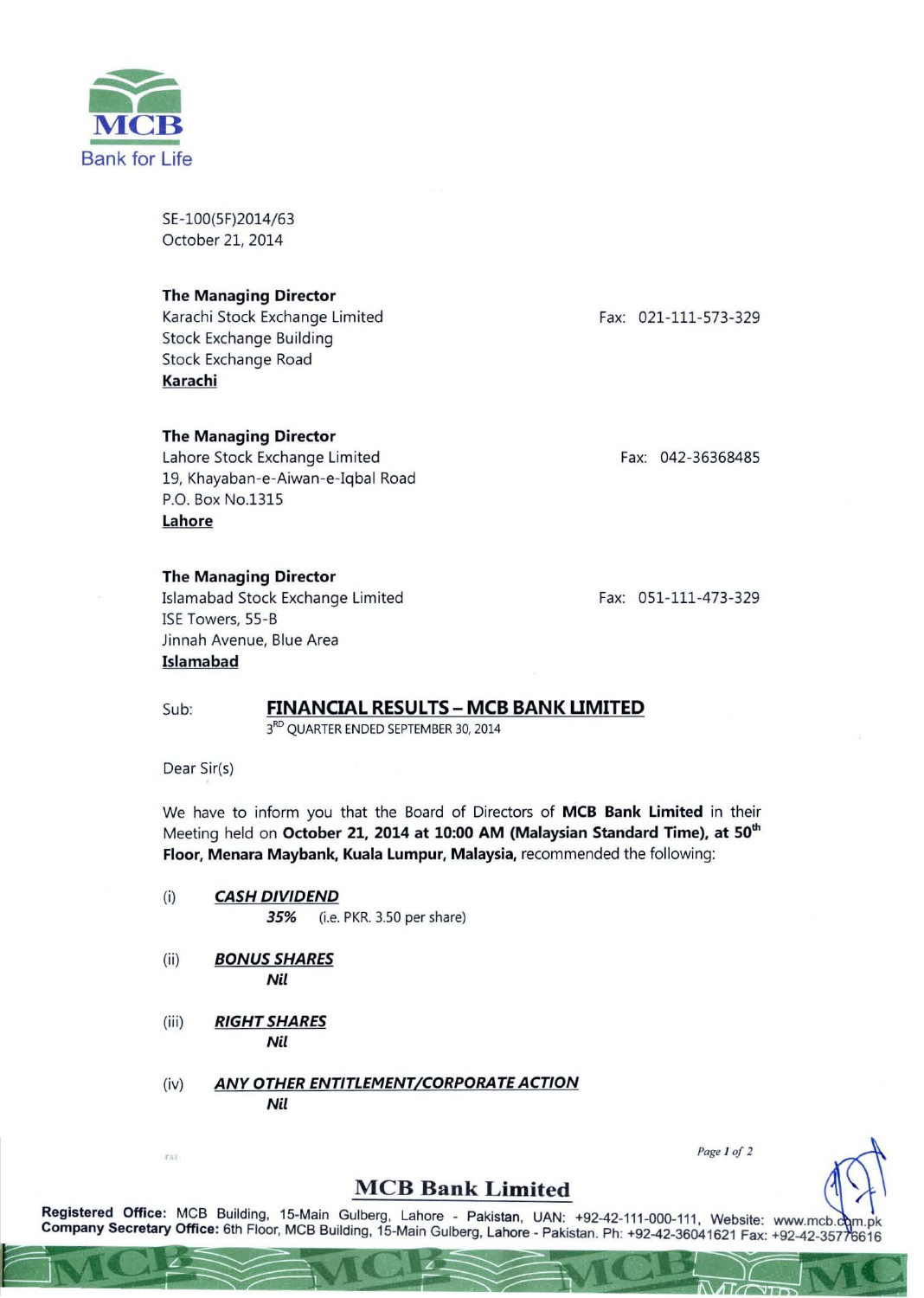MCB
Bank for Life

SE-100(5F)2014/63
October 21, 2014

**The Managing Director**
Karachi Stock Exchange Limited
Stock Exchange Building
Stock Exchange Road
**Karachi**

Fax: 021-111-573-329

**The Managing Director**
Lahore Stock Exchange Limited
19, Khayaban-e-Aiwan-e-Iqbal Road
P.O. Box No.1315
**Lahore**

Fax: 042-36368485

**The Managing Director**
Islamabad Stock Exchange Limited
ISE Towers, 55-B
Jinnah Avenue, Blue Area
**Islamabad**

Fax: 051-111-473-329

Sub: **FINANCIAL RESULTS – MCB BANK LIMITED**
3RD QUARTER ENDED SEPTEMBER 30, 2014

Dear Sir(s)

We have to inform you that the Board of Directors of **MCB Bank Limited** in their Meeting held on **October 21, 2014 at 10:00 AM (Malaysian Standard Time), at 50th Floor, Menara Maybank, Kuala Lumpur, Malaysia,** recommended the following:

(i) ***CASH DIVIDEND***
***35%*** (i.e. PKR. 3.50 per share)

(ii) ***BONUS SHARES***
***Nil***

(iii) ***RIGHT SHARES***
***Nil***

(iv) ***ANY OTHER ENTITLEMENT/CORPORATE ACTION***
***Nil***

**MCB Bank Limited**

**Registered Office:** MCB Building, 15-Main Gulberg, Lahore - Pakistan, UAN: +92-42-111-000-111, Website: www.mcb.com.pk
**Company Secretary Office:** 6th Floor, MCB Building, 15-Main Gulberg, Lahore - Pakistan. Ph: +92-42-36041621 Fax: +92-42-35776616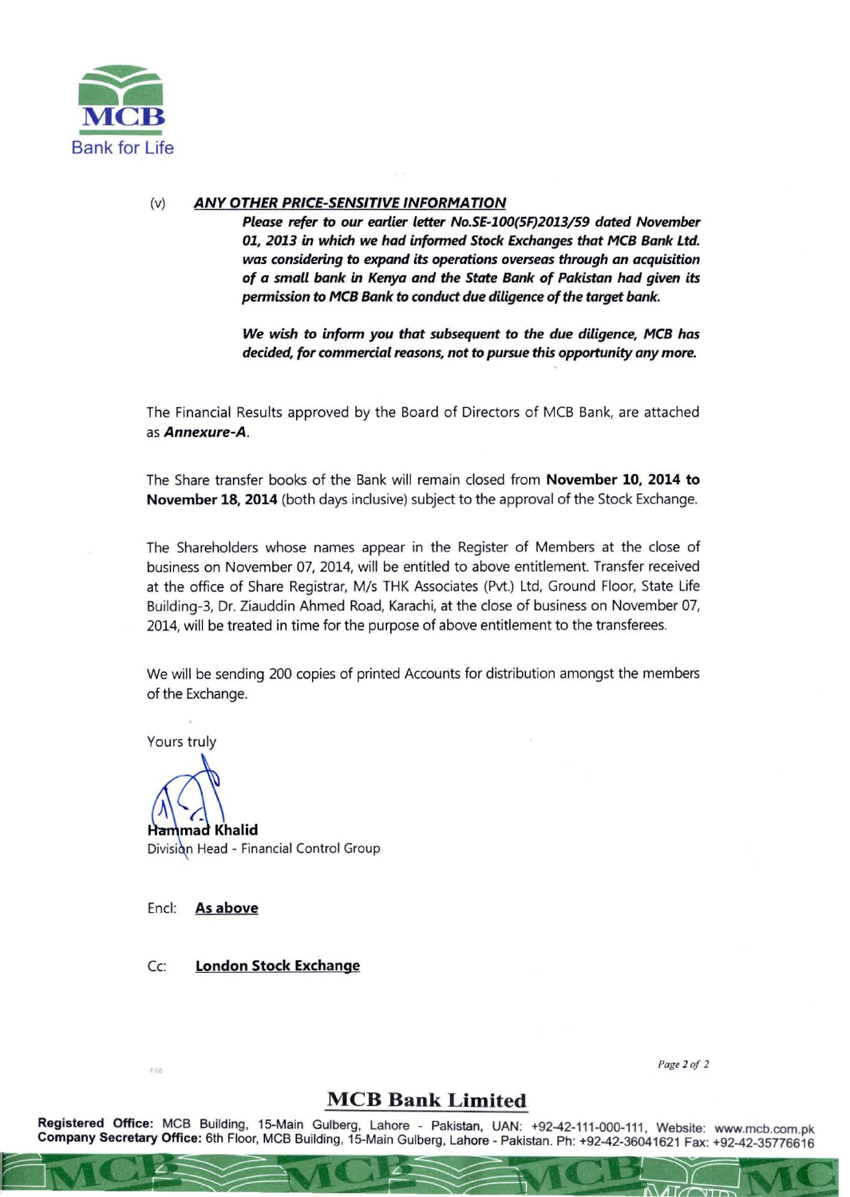(v) ***ANY OTHER PRICE-SENSITIVE INFORMATION***

***Please refer to our earlier letter No.SE-100(5F)2013/59 dated November 01, 2013 in which we had informed Stock Exchanges that MCB Bank Ltd. was considering to expand its operations overseas through an acquisition of a small bank in Kenya and the State Bank of Pakistan had given its permission to MCB Bank to conduct due diligence of the target bank.***

***We wish to inform you that subsequent to the due diligence, MCB has decided, for commercial reasons, not to pursue this opportunity any more.***

The Financial Results approved by the Board of Directors of MCB Bank, are attached as ***Annexure-A***.

The Share transfer books of the Bank will remain closed from **November 10, 2014 to November 18, 2014** (both days inclusive) subject to the approval of the Stock Exchange.

The Shareholders whose names appear in the Register of Members at the close of business on November 07, 2014, will be entitled to above entitlement. Transfer received at the office of Share Registrar, M/s THK Associates (Pvt.) Ltd, Ground Floor, State Life Building-3, Dr. Ziauddin Ahmed Road, Karachi, at the close of business on November 07, 2014, will be treated in time for the purpose of above entitlement to the transferees.

We will be sending 200 copies of printed Accounts for distribution amongst the members of the Exchange.

Yours truly

**Hammad Khalid**
Division Head - Financial Control Group

Encl: **As above**

Cc: **London Stock Exchange**

**MCB Bank Limited**

**Registered Office:** MCB Building, 15-Main Gulberg, Lahore - Pakistan, UAN: +92-42-111-000-111, Website: www.mcb.com.pk
**Company Secretary Office:** 6th Floor, MCB Building, 15-Main Gulberg, Lahore - Pakistan. Ph: +92-42-36041621 Fax: +92-42-35776616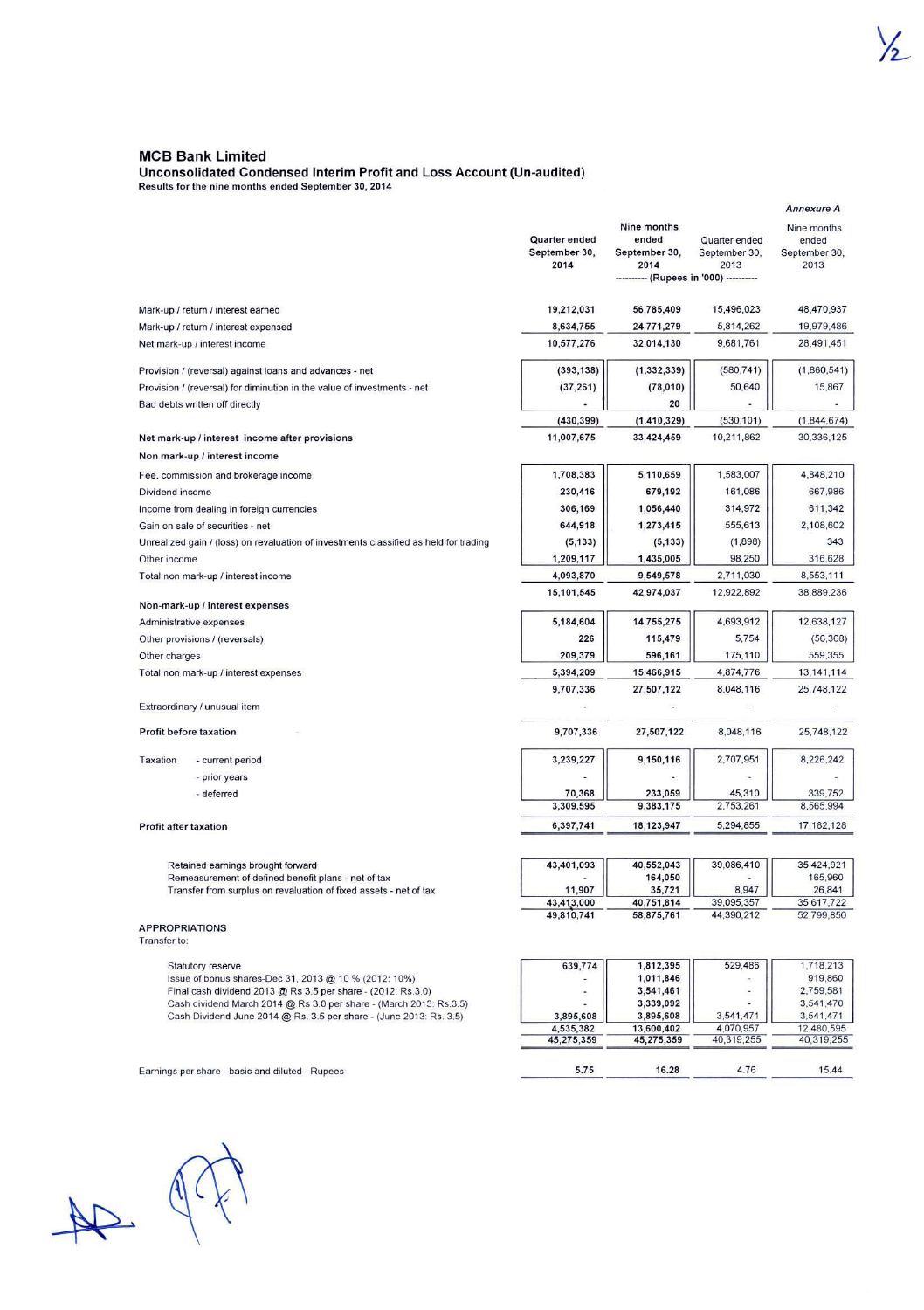## MCB Bank Limited

### Unconsolidated Condensed Interim Profit and Loss Account (Un-audited)

**Results for the nine months ended September 30, 2014**

*Annexure A*

| | Quarter ended September 30, 2014 | Nine months ended September 30, 2014 | Quarter ended September 30, 2013 | Nine months ended September 30, 2013 |
|---|---|---|---|---|
| | ---------- (Rupees in '000) ---------- | | | |
| Mark-up / return / interest earned | 19,212,031 | 56,785,409 | 15,496,023 | 48,470,937 |
| Mark-up / return / interest expensed | 8,634,755 | 24,771,279 | 5,814,262 | 19,979,486 |
| Net mark-up / interest income | 10,577,276 | 32,014,130 | 9,681,761 | 28,491,451 |
| Provision / (reversal) against loans and advances - net | (393,138) | (1,332,339) | (580,741) | (1,860,541) |
| Provision / (reversal) for diminution in the value of investments - net | (37,261) | (78,010) | 50,640 | 15,867 |
| Bad debts written off directly | - | 20 | - | - |
| | (430,399) | (1,410,329) | (530,101) | (1,844,674) |
| **Net mark-up / interest income after provisions** | 11,007,675 | 33,424,459 | 10,211,862 | 30,336,125 |
| **Non mark-up / interest income** | | | | |
| Fee, commission and brokerage income | 1,708,383 | 5,110,659 | 1,583,007 | 4,848,210 |
| Dividend income | 230,416 | 679,192 | 161,086 | 667,986 |
| Income from dealing in foreign currencies | 306,169 | 1,056,440 | 314,972 | 611,342 |
| Gain on sale of securities - net | 644,918 | 1,273,415 | 555,613 | 2,108,602 |
| Unrealized gain / (loss) on revaluation of investments classified as held for trading | (5,133) | (5,133) | (1,898) | 343 |
| Other income | 1,209,117 | 1,435,005 | 98,250 | 316,628 |
| Total non mark-up / interest income | 4,093,870 | 9,549,578 | 2,711,030 | 8,553,111 |
| | 15,101,545 | 42,974,037 | 12,922,892 | 38,889,236 |
| **Non-mark-up / interest expenses** | | | | |
| Administrative expenses | 5,184,604 | 14,755,275 | 4,693,912 | 12,638,127 |
| Other provisions / (reversals) | 226 | 115,479 | 5,754 | (56,368) |
| Other charges | 209,379 | 596,161 | 175,110 | 559,355 |
| Total non mark-up / interest expenses | 5,394,209 | 15,466,915 | 4,874,776 | 13,141,114 |
| | 9,707,336 | 27,507,122 | 8,048,116 | 25,748,122 |
| Extraordinary / unusual item | - | - | - | - |
| **Profit before taxation** | 9,707,336 | 27,507,122 | 8,048,116 | 25,748,122 |
| Taxation - current period | 3,239,227 | 9,150,116 | 2,707,951 | 8,226,242 |
| - prior years | - | - | - | - |
| - deferred | 70,368 | 233,059 | 45,310 | 339,752 |
| | 3,309,595 | 9,383,175 | 2,753,261 | 8,565,994 |
| **Profit after taxation** | 6,397,741 | 18,123,947 | 5,294,855 | 17,182,128 |
| Retained earnings brought forward | 43,401,093 | 40,552,043 | 39,086,410 | 35,424,921 |
| Remeasurement of defined benefit plans - net of tax | - | 164,050 | - | 165,960 |
| Transfer from surplus on revaluation of fixed assets - net of tax | 11,907 | 35,721 | 8,947 | 26,841 |
| | 43,413,000 | 40,751,814 | 39,095,357 | 35,617,722 |
| | 49,810,741 | 58,875,761 | 44,390,212 | 52,799,850 |
| APPROPRIATIONS | | | | |
| Transfer to: | | | | |
| Statutory reserve | 639,774 | 1,812,395 | 529,486 | 1,718,213 |
| Issue of bonus shares-Dec 31, 2013 @ 10 % (2012: 10%) | - | 1,011,846 | - | 919,860 |
| Final cash dividend 2013 @ Rs 3.5 per share - (2012: Rs.3.0) | - | 3,541,461 | - | 2,759,581 |
| Cash dividend March 2014 @ Rs 3.0 per share - (March 2013: Rs.3.5) | - | 3,339,092 | - | 3,541,470 |
| Cash Dividend June 2014 @ Rs. 3.5 per share - (June 2013: Rs. 3.5) | 3,895,608 | 3,895,608 | 3,541,471 | 3,541,471 |
| | 4,535,382 | 13,600,402 | 4,070,957 | 12,480,595 |
| | 45,275,359 | 45,275,359 | 40,319,255 | 40,319,255 |
| Earnings per share - basic and diluted - Rupees | 5.75 | 16.28 | 4.76 | 15.44 |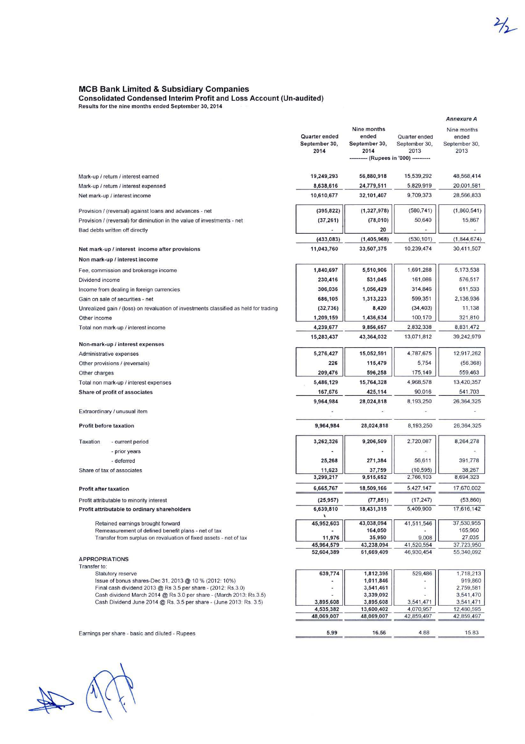# MCB Bank Limited & Subsidiary Companies

## Consolidated Condensed Interim Profit and Loss Account (Un-audited)

Results for the nine months ended September 30, 2014

*Annexure A*

| | Quarter ended September 30, 2014 | Nine months ended September 30, 2014 | Quarter ended September 30, 2013 | Nine months ended September 30, 2013 |
|---|---|---|---|---|
| | ---------- (Rupees in '000) ---------- | | | |
| Mark-up / return / interest earned | 19,249,293 | 56,880,918 | 15,539,292 | 48,568,414 |
| Mark-up / return / interest expensed | 8,638,616 | 24,779,511 | 5,829,919 | 20,001,581 |
| Net mark-up / interest income | 10,610,677 | 32,101,407 | 9,709,373 | 28,566,833 |
| Provision / (reversal) against loans and advances - net | (395,822) | (1,327,978) | (580,741) | (1,860,541) |
| Provision / (reversal) for diminution in the value of investments - net | (37,261) | (78,010) | 50,640 | 15,867 |
| Bad debts written off directly | - | 20 | - | - |
| | (433,083) | (1,405,968) | (530,101) | (1,844,674) |
| **Net mark-up / interest income after provisions** | 11,043,760 | 33,507,375 | 10,239,474 | 30,411,507 |
| **Non mark-up / interest income** | | | | |
| Fee, commission and brokerage income | 1,840,697 | 5,510,906 | 1,691,288 | 5,173,538 |
| Dividend income | 230,416 | 531,045 | 161,086 | 576,517 |
| Income from dealing in foreign currencies | 306,036 | 1,056,429 | 314,846 | 611,533 |
| Gain on sale of securities - net | 686,105 | 1,313,223 | 599,351 | 2,136,936 |
| Unrealized gain / (loss) on revaluation of investments classified as held for trading | (32,736) | 8,420 | (34,403) | 11,138 |
| Other income | 1,209,159 | 1,436,634 | 100,170 | 321,810 |
| Total non mark-up / interest income | 4,239,677 | 9,856,657 | 2,832,338 | 8,831,472 |
| | 15,283,437 | 43,364,032 | 13,071,812 | 39,242,979 |
| **Non-mark-up / interest expenses** | | | | |
| Administrative expenses | 5,276,427 | 15,052,591 | 4,787,675 | 12,917,262 |
| Other provisions / (reversals) | 226 | 115,479 | 5,754 | (56,368) |
| Other charges | 209,476 | 596,258 | 175,149 | 559,463 |
| Total non mark-up / interest expenses | 5,486,129 | 15,764,328 | 4,968,578 | 13,420,357 |
| **Share of profit of associates** | 167,676 | 425,114 | 90,016 | 541,703 |
| | 9,964,984 | 28,024,818 | 8,193,250 | 26,364,325 |
| Extraordinary / unusual item | - | - | - | - |
| **Profit before taxation** | 9,964,984 | 28,024,818 | 8,193,250 | 26,364,325 |
| Taxation - current period | 3,262,326 | 9,206,509 | 2,720,087 | 8,264,278 |
| - prior years | - | - | - | - |
| - deferred | 25,268 | 271,384 | 56,611 | 391,778 |
| Share of tax of associates | 11,623 | 37,759 | (10,595) | 38,267 |
| | 3,299,217 | 9,515,652 | 2,766,103 | 8,694,323 |
| **Profit after taxation** | 6,665,767 | 18,509,166 | 5,427,147 | 17,670,002 |
| Profit attributable to minority interest | (25,957) | (77,851) | (17,247) | (53,860) |
| **Profit attributable to ordinary shareholders** | 6,639,810 | 18,431,315 | 5,409,900 | 17,616,142 |
| Retained earnings brought forward | 45,952,603 | 43,038,094 | 41,511,546 | 37,530,955 |
| Remeasurement of defined benefit plans - net of tax | - | 164,050 | - | 165,960 |
| Transfer from surplus on revaluation of fixed assets - net of tax | 11,976 | 35,950 | 9,008 | 27,035 |
| | 45,964,579 | 43,238,094 | 41,520,554 | 37,723,950 |
| | 52,604,389 | 61,669,409 | 46,930,454 | 55,340,092 |
| **APPROPRIATIONS** | | | | |
| Transfer to: | | | | |
| Statutory reserve | 639,774 | 1,812,395 | 529,486 | 1,718,213 |
| Issue of bonus shares-Dec 31, 2013 @ 10 % (2012: 10%) | - | 1,011,846 | - | 919,860 |
| Final cash dividend 2013 @ Rs 3.5 per share - (2012: Rs.3.0) | - | 3,541,461 | - | 2,759,581 |
| Cash dividend March 2014 @ Rs 3.0 per share - (March 2013: Rs.3.5) | - | 3,339,092 | - | 3,541,470 |
| Cash Dividend June 2014 @ Rs. 3.5 per share - (June 2013: Rs. 3.5) | 3,895,608 | 3,895,608 | 3,541,471 | 3,541,471 |
| | 4,535,382 | 13,600,402 | 4,070,957 | 12,480,595 |
| | 48,069,007 | 48,069,007 | 42,859,497 | 42,859,497 |
| Earnings per share - basic and diluted - Rupees | 5.99 | 16.56 | 4.88 | 15.83 |